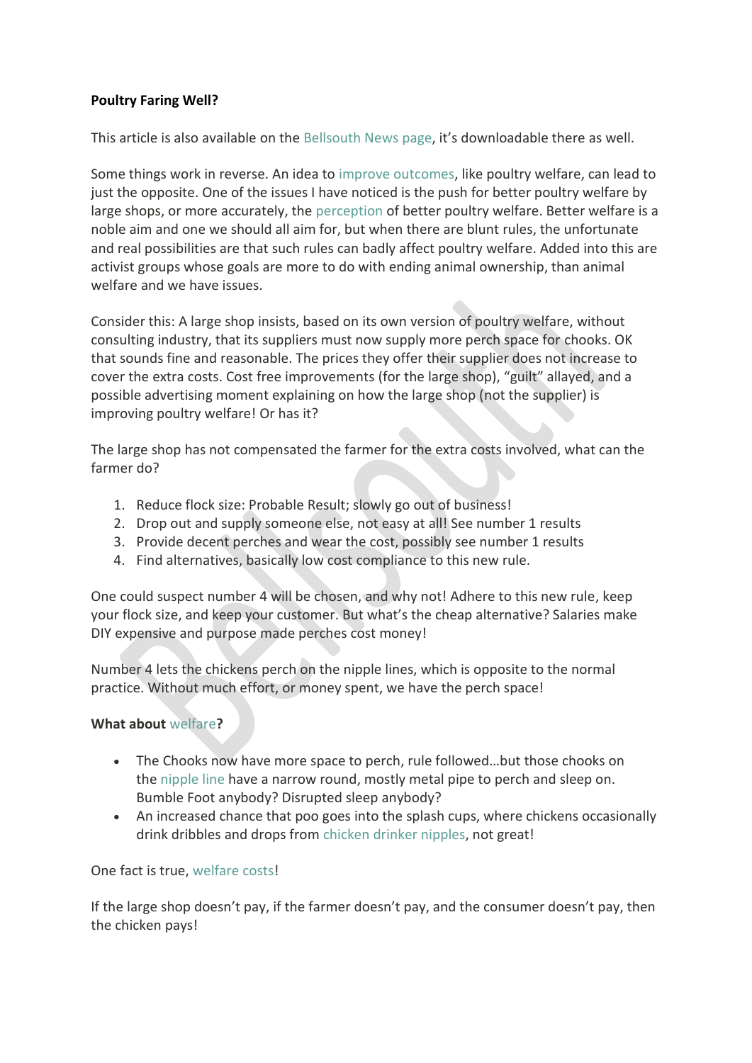**Poultry Faring Well?**

This article is also available on the Bellsouth News page, it's downloadable there as well.

Some things work in reverse. An idea to improve outcomes, like poultry welfare, can lead to just the opposite. One of the issues I have noticed is the push for better poultry welfare by large shops, or more accurately, the perception of better poultry welfare. Better welfare is a noble aim and one we should all aim for, but when there are blunt rules, the unfortunate and real possibilities are that such rules can badly affect poultry welfare. Added into this are activist groups whose goals are more to do with ending animal ownership, than animal welfare and we have issues.

Consider this: A large shop insists, based on its own version of poultry welfare, without consulting industry, that its suppliers must now supply more perch space for chooks. OK that sounds fine and reasonable. The prices they offer their supplier does not increase to cover the extra costs. Cost free improvements (for the large shop), "guilt" allayed, and a possible advertising moment explaining on how the large shop (not the supplier) is improving poultry welfare! Or has it?

The large shop has not compensated the farmer for the extra costs involved, what can the farmer do?

1. Reduce flock size: Probable Result; slowly go out of business!
2. Drop out and supply someone else, not easy at all! See number 1 results
3. Provide decent perches and wear the cost, possibly see number 1 results
4. Find alternatives, basically low cost compliance to this new rule.

One could suspect number 4 will be chosen, and why not! Adhere to this new rule, keep your flock size, and keep your customer. But what's the cheap alternative? Salaries make DIY expensive and purpose made perches cost money!

Number 4 lets the chickens perch on the nipple lines, which is opposite to the normal practice. Without much effort, or money spent, we have the perch space!

**What about welfare?**

- The Chooks now have more space to perch, rule followed…but those chooks on the nipple line have a narrow round, mostly metal pipe to perch and sleep on. Bumble Foot anybody? Disrupted sleep anybody?
- An increased chance that poo goes into the splash cups, where chickens occasionally drink dribbles and drops from chicken drinker nipples, not great!

One fact is true, welfare costs!

If the large shop doesn't pay, if the farmer doesn't pay, and the consumer doesn't pay, then the chicken pays!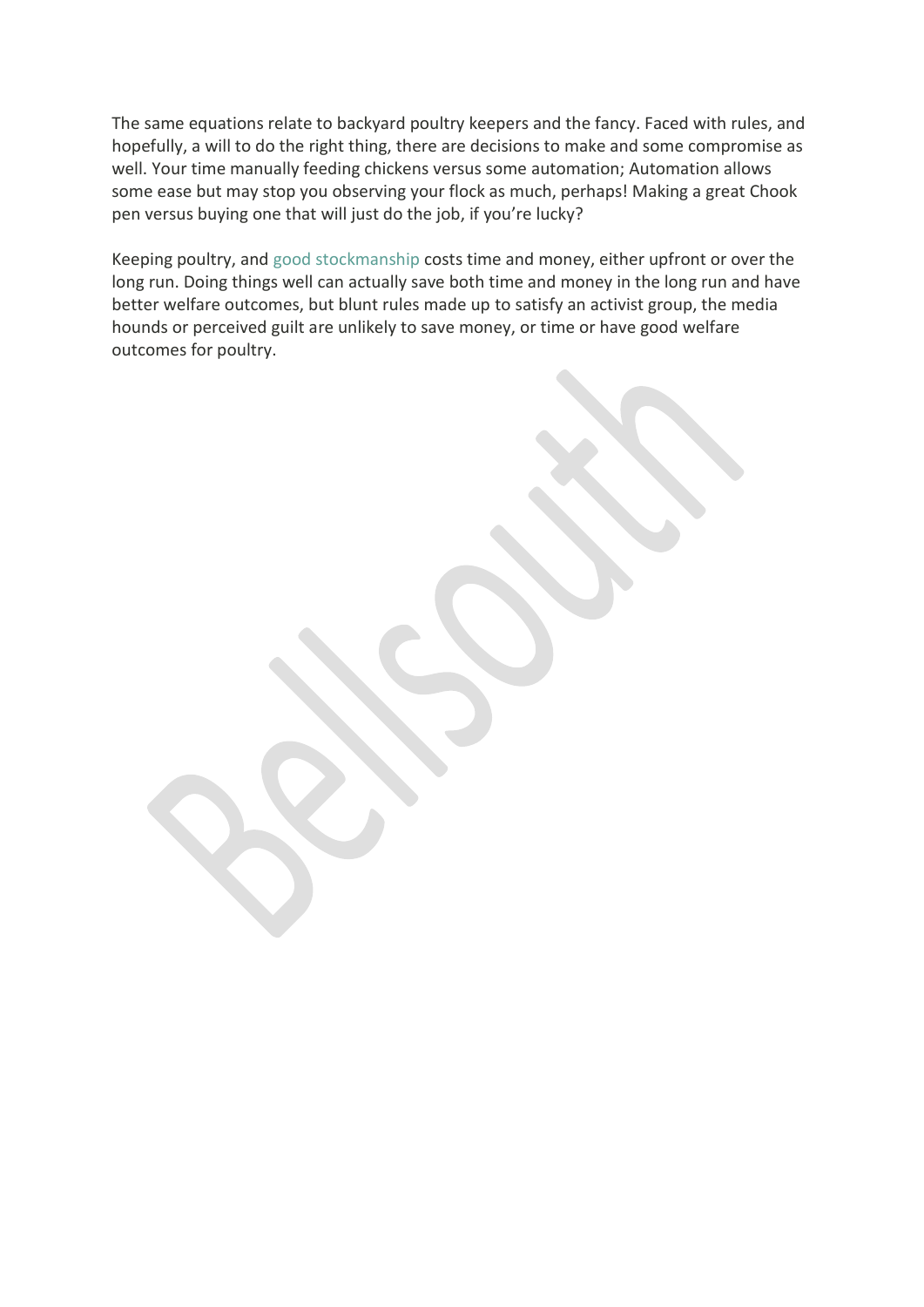The same equations relate to backyard poultry keepers and the fancy. Faced with rules, and hopefully, a will to do the right thing, there are decisions to make and some compromise as well. Your time manually feeding chickens versus some automation; Automation allows some ease but may stop you observing your flock as much, perhaps! Making a great Chook pen versus buying one that will just do the job, if you're lucky?

Keeping poultry, and good stockmanship costs time and money, either upfront or over the long run. Doing things well can actually save both time and money in the long run and have better welfare outcomes, but blunt rules made up to satisfy an activist group, the media hounds or perceived guilt are unlikely to save money, or time or have good welfare outcomes for poultry.